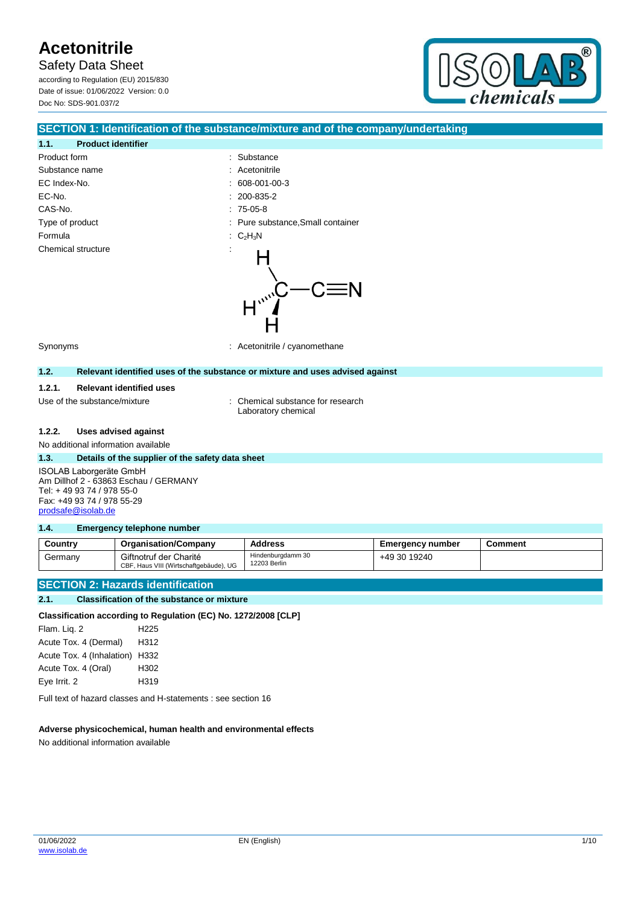# Acetonitrile

Safety Data Sheet

according to Regulation (EU) 2015/830

Date of issue: 01/06/2022 Version: 0.0

Doc No: SDS-901.037/2

## SECTION 1: Identification of the substance/mixture and of the company/undertaking

### 1.1. Product identifier

| | |
|---|---|
| Product form | : Substance |
| Substance name | : Acetonitrile |
| EC Index-No. | : 608-001-00-3 |
| EC-No. | : 200-835-2 |
| CAS-No. | : 75-05-8 |
| Type of product | : Pure substance,Small container |
| Formula | : $C_2H_3N$ |
| Chemical structure | : |
| Synonyms | : Acetonitrile / cyanomethane |

### 1.2. Relevant identified uses of the substance or mixture and uses advised against

#### 1.2.1. Relevant identified uses

Use of the substance/mixture : Chemical substance for research
Laboratory chemical

#### 1.2.2. Uses advised against

No additional information available

### 1.3. Details of the supplier of the safety data sheet

ISOLAB Laborgeräte GmbH
Am Dillhof 2 - 63863 Eschau / GERMANY
Tel: + 49 93 74 / 978 55-0
Fax: +49 93 74 / 978 55-29
prodsafe@isolab.de

### 1.4. Emergency telephone number

| Country | Organisation/Company | Address | Emergency number | Comment |
|---|---|---|---|---|
| Germany | Giftnotruf der Charité<br>CBF, Haus VIII (Wirtschaftgebäude), UG | Hindenburgdamm 30<br>12203 Berlin | +49 30 19240 | |

## SECTION 2: Hazards identification

### 2.1. Classification of the substance or mixture

**Classification according to Regulation (EC) No. 1272/2008 [CLP]**

| | |
|---|---|
| Flam. Liq. 2 | H225 |
| Acute Tox. 4 (Dermal) | H312 |
| Acute Tox. 4 (Inhalation) | H332 |
| Acute Tox. 4 (Oral) | H302 |
| Eye Irrit. 2 | H319 |

Full text of hazard classes and H-statements : see section 16

**Adverse physicochemical, human health and environmental effects**

No additional information available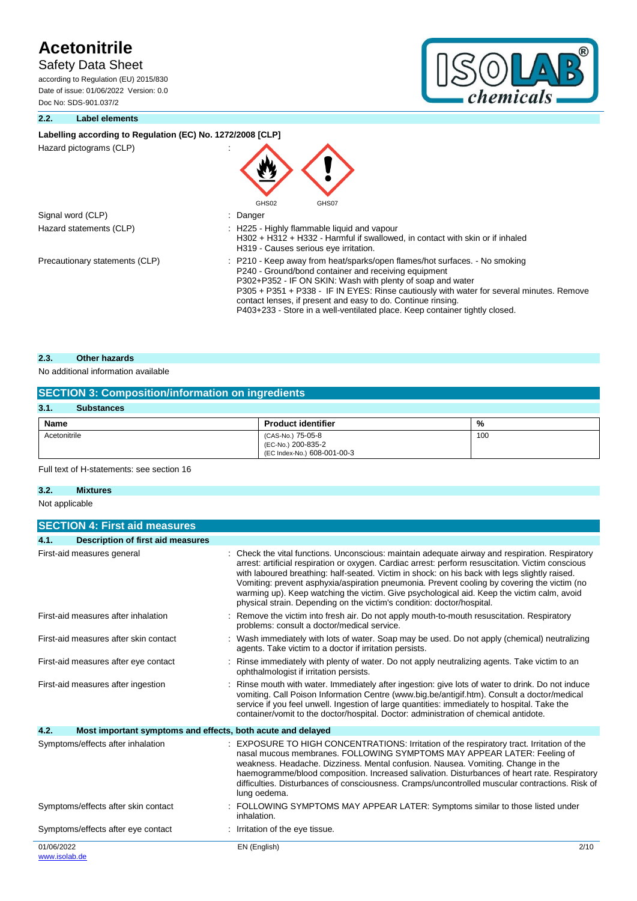### 2.2. Label elements

**Labelling according to Regulation (EC) No. 1272/2008 [CLP]**

| | |
|---|---|
| Hazard pictograms (CLP) | : GHS02 GHS07 |
| Signal word (CLP) | : Danger |
| Hazard statements (CLP) | : H225 - Highly flammable liquid and vapour<br>H302 + H312 + H332 - Harmful if swallowed, in contact with skin or if inhaled<br>H319 - Causes serious eye irritation. |
| Precautionary statements (CLP) | : P210 - Keep away from heat/sparks/open flames/hot surfaces. - No smoking<br>P240 - Ground/bond container and receiving equipment<br>P302+P352 - IF ON SKIN: Wash with plenty of soap and water<br>P305 + P351 + P338 - IF IN EYES: Rinse cautiously with water for several minutes. Remove contact lenses, if present and easy to do. Continue rinsing.<br>P403+233 - Store in a well-ventilated place. Keep container tightly closed. |

### 2.3. Other hazards

No additional information available

## SECTION 3: Composition/information on ingredients

### 3.1. Substances

| Name | Product identifier | % |
|---|---|---|
| Acetonitrile | (CAS-No.) 75-05-8<br>(EC-No.) 200-835-2<br>(EC Index-No.) 608-001-00-3 | 100 |

Full text of H-statements: see section 16

### 3.2. Mixtures

Not applicable

## SECTION 4: First aid measures

### 4.1. Description of first aid measures

| | |
|---|---|
| First-aid measures general | : Check the vital functions. Unconscious: maintain adequate airway and respiration. Respiratory arrest: artificial respiration or oxygen. Cardiac arrest: perform resuscitation. Victim conscious with laboured breathing: half-seated. Victim in shock: on his back with legs slightly raised. Vomiting: prevent asphyxia/aspiration pneumonia. Prevent cooling by covering the victim (no warming up). Keep watching the victim. Give psychological aid. Keep the victim calm, avoid physical strain. Depending on the victim's condition: doctor/hospital. |
| First-aid measures after inhalation | : Remove the victim into fresh air. Do not apply mouth-to-mouth resuscitation. Respiratory problems: consult a doctor/medical service. |
| First-aid measures after skin contact | : Wash immediately with lots of water. Soap may be used. Do not apply (chemical) neutralizing agents. Take victim to a doctor if irritation persists. |
| First-aid measures after eye contact | : Rinse immediately with plenty of water. Do not apply neutralizing agents. Take victim to an ophthalmologist if irritation persists. |
| First-aid measures after ingestion | : Rinse mouth with water. Immediately after ingestion: give lots of water to drink. Do not induce vomiting. Call Poison Information Centre (www.big.be/antigif.htm). Consult a doctor/medical service if you feel unwell. Ingestion of large quantities: immediately to hospital. Take the container/vomit to the doctor/hospital. Doctor: administration of chemical antidote. |

### 4.2. Most important symptoms and effects, both acute and delayed

| | |
|---|---|
| Symptoms/effects after inhalation | : EXPOSURE TO HIGH CONCENTRATIONS: Irritation of the respiratory tract. Irritation of the nasal mucous membranes. FOLLOWING SYMPTOMS MAY APPEAR LATER: Feeling of weakness. Headache. Dizziness. Mental confusion. Nausea. Vomiting. Change in the haemogramme/blood composition. Increased salivation. Disturbances of heart rate. Respiratory difficulties. Disturbances of consciousness. Cramps/uncontrolled muscular contractions. Risk of lung oedema. |
| Symptoms/effects after skin contact | : FOLLOWING SYMPTOMS MAY APPEAR LATER: Symptoms similar to those listed under inhalation. |
| Symptoms/effects after eye contact | : Irritation of the eye tissue. |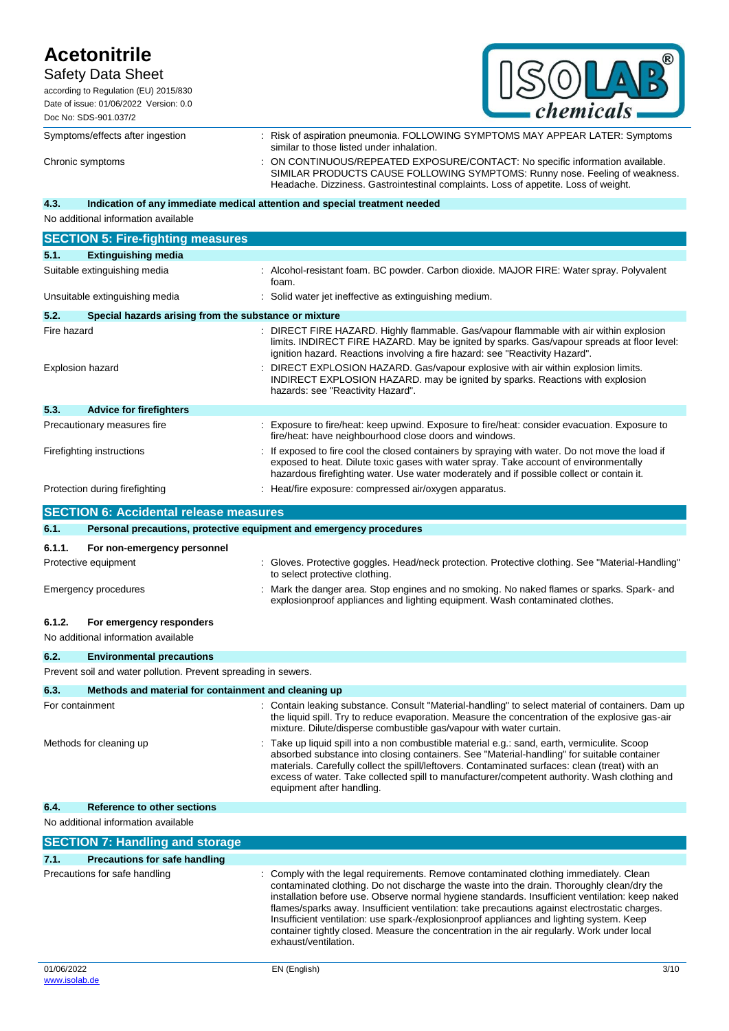| | |
|---|---|
| Symptoms/effects after ingestion | : Risk of aspiration pneumonia. FOLLOWING SYMPTOMS MAY APPEAR LATER: Symptoms similar to those listed under inhalation. |
| Chronic symptoms | : ON CONTINUOUS/REPEATED EXPOSURE/CONTACT: No specific information available. SIMILAR PRODUCTS CAUSE FOLLOWING SYMPTOMS: Runny nose. Feeling of weakness. Headache. Dizziness. Gastrointestinal complaints. Loss of appetite. Loss of weight. |

### 4.3. Indication of any immediate medical attention and special treatment needed

No additional information available

## SECTION 5: Fire-fighting measures

### 5.1. Extinguishing media

| | |
|---|---|
| Suitable extinguishing media | : Alcohol-resistant foam. BC powder. Carbon dioxide. MAJOR FIRE: Water spray. Polyvalent foam. |
| Unsuitable extinguishing media | : Solid water jet ineffective as extinguishing medium. |

### 5.2. Special hazards arising from the substance or mixture

| | |
|---|---|
| Fire hazard | : DIRECT FIRE HAZARD. Highly flammable. Gas/vapour flammable with air within explosion limits. INDIRECT FIRE HAZARD. May be ignited by sparks. Gas/vapour spreads at floor level: ignition hazard. Reactions involving a fire hazard: see "Reactivity Hazard". |
| Explosion hazard | : DIRECT EXPLOSION HAZARD. Gas/vapour explosive with air within explosion limits. INDIRECT EXPLOSION HAZARD. may be ignited by sparks. Reactions with explosion hazards: see "Reactivity Hazard". |

### 5.3. Advice for firefighters

| | |
|---|---|
| Precautionary measures fire | : Exposure to fire/heat: keep upwind. Exposure to fire/heat: consider evacuation. Exposure to fire/heat: have neighbourhood close doors and windows. |
| Firefighting instructions | : If exposed to fire cool the closed containers by spraying with water. Do not move the load if exposed to heat. Dilute toxic gases with water spray. Take account of environmentally hazardous firefighting water. Use water moderately and if possible collect or contain it. |
| Protection during firefighting | : Heat/fire exposure: compressed air/oxygen apparatus. |

## SECTION 6: Accidental release measures

### 6.1. Personal precautions, protective equipment and emergency procedures

#### 6.1.1. For non-emergency personnel

| | |
|---|---|
| Protective equipment | : Gloves. Protective goggles. Head/neck protection. Protective clothing. See "Material-Handling" to select protective clothing. |
| Emergency procedures | : Mark the danger area. Stop engines and no smoking. No naked flames or sparks. Spark- and explosionproof appliances and lighting equipment. Wash contaminated clothes. |

#### 6.1.2. For emergency responders

No additional information available

### 6.2. Environmental precautions

Prevent soil and water pollution. Prevent spreading in sewers.

### 6.3. Methods and material for containment and cleaning up

| | |
|---|---|
| For containment | : Contain leaking substance. Consult "Material-handling" to select material of containers. Dam up the liquid spill. Try to reduce evaporation. Measure the concentration of the explosive gas-air mixture. Dilute/disperse combustible gas/vapour with water curtain. |
| Methods for cleaning up | : Take up liquid spill into a non combustible material e.g.: sand, earth, vermiculite. Scoop absorbed substance into closing containers. See "Material-handling" for suitable container materials. Carefully collect the spill/leftovers. Contaminated surfaces: clean (treat) with an excess of water. Take collected spill to manufacturer/competent authority. Wash clothing and equipment after handling. |

### 6.4. Reference to other sections

No additional information available

## SECTION 7: Handling and storage

### 7.1. Precautions for safe handling

| | |
|---|---|
| Precautions for safe handling | : Comply with the legal requirements. Remove contaminated clothing immediately. Clean contaminated clothing. Do not discharge the waste into the drain. Thoroughly clean/dry the installation before use. Observe normal hygiene standards. Insufficient ventilation: keep naked flames/sparks away. Insufficient ventilation: take precautions against electrostatic charges. Insufficient ventilation: use spark-/explosionproof appliances and lighting system. Keep container tightly closed. Measure the concentration in the air regularly. Work under local exhaust/ventilation. |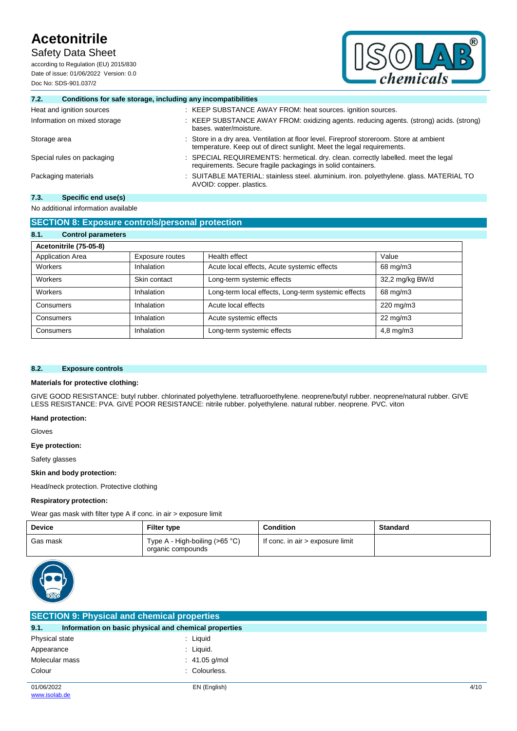### 7.2. Conditions for safe storage, including any incompatibilities

| | |
|---|---|
| Heat and ignition sources | : KEEP SUBSTANCE AWAY FROM: heat sources. ignition sources. |
| Information on mixed storage | : KEEP SUBSTANCE AWAY FROM: oxidizing agents. reducing agents. (strong) acids. (strong) bases. water/moisture. |
| Storage area | : Store in a dry area. Ventilation at floor level. Fireproof storeroom. Store at ambient temperature. Keep out of direct sunlight. Meet the legal requirements. |
| Special rules on packaging | : SPECIAL REQUIREMENTS: hermetical. dry. clean. correctly labelled. meet the legal requirements. Secure fragile packagings in solid containers. |
| Packaging materials | : SUITABLE MATERIAL: stainless steel. aluminium. iron. polyethylene. glass. MATERIAL TO AVOID: copper. plastics. |

### 7.3. Specific end use(s)

No additional information available

## SECTION 8: Exposure controls/personal protection

### 8.1. Control parameters

| Acetonitrile (75-05-8) | | | |
|---|---|---|---|
| Application Area | Exposure routes | Health effect | Value |
| Workers | Inhalation | Acute local effects, Acute systemic effects | 68 mg/m3 |
| Workers | Skin contact | Long-term systemic effects | 32,2 mg/kg BW/d |
| Workers | Inhalation | Long-term local effects, Long-term systemic effects | 68 mg/m3 |
| Consumers | Inhalation | Acute local effects | 220 mg/m3 |
| Consumers | Inhalation | Acute systemic effects | 22 mg/m3 |
| Consumers | Inhalation | Long-term systemic effects | 4,8 mg/m3 |

### 8.2. Exposure controls

**Materials for protective clothing:**

GIVE GOOD RESISTANCE: butyl rubber. chlorinated polyethylene. tetrafluoroethylene. neoprene/butyl rubber. neoprene/natural rubber. GIVE LESS RESISTANCE: PVA. GIVE POOR RESISTANCE: nitrile rubber. polyethylene. natural rubber. neoprene. PVC. viton

**Hand protection:**

Gloves

**Eye protection:**

Safety glasses

**Skin and body protection:**

Head/neck protection. Protective clothing

**Respiratory protection:**

Wear gas mask with filter type A if conc. in air > exposure limit

| Device | Filter type | Condition | Standard |
|---|---|---|---|
| Gas mask | Type A - High-boiling (>65 °C) organic compounds | If conc. in air > exposure limit | |

## SECTION 9: Physical and chemical properties

### 9.1. Information on basic physical and chemical properties

| | |
|---|---|
| Physical state | : Liquid |
| Appearance | : Liquid. |
| Molecular mass | : 41.05 g/mol |
| Colour | : Colourless. |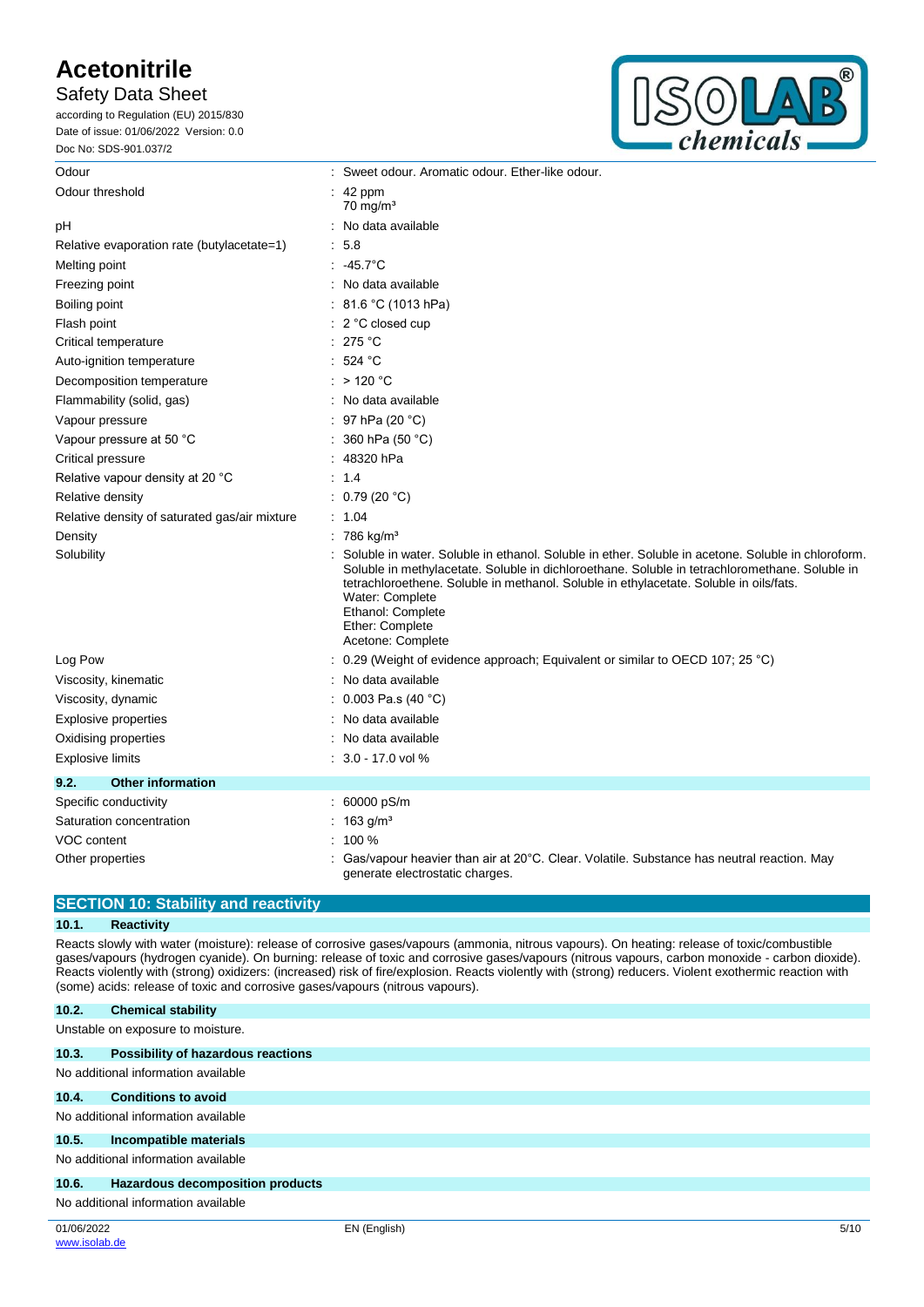| | |
|---|---|
| Odour | : Sweet odour. Aromatic odour. Ether-like odour. |
| Odour threshold | : 42 ppm<br>70 mg/m³ |
| pH | : No data available |
| Relative evaporation rate (butylacetate=1) | : 5.8 |
| Melting point | : -45.7°C |
| Freezing point | : No data available |
| Boiling point | : 81.6 °C (1013 hPa) |
| Flash point | : 2 °C closed cup |
| Critical temperature | : 275 °C |
| Auto-ignition temperature | : 524 °C |
| Decomposition temperature | : > 120 °C |
| Flammability (solid, gas) | : No data available |
| Vapour pressure | : 97 hPa (20 °C) |
| Vapour pressure at 50 °C | : 360 hPa (50 °C) |
| Critical pressure | : 48320 hPa |
| Relative vapour density at 20 °C | : 1.4 |
| Relative density | : 0.79 (20 °C) |
| Relative density of saturated gas/air mixture | : 1.04 |
| Density | : 786 kg/m³ |
| Solubility | : Soluble in water. Soluble in ethanol. Soluble in ether. Soluble in acetone. Soluble in chloroform. Soluble in methylacetate. Soluble in dichloroethane. Soluble in tetrachloromethane. Soluble in tetrachloroethene. Soluble in methanol. Soluble in ethylacetate. Soluble in oils/fats.<br>Water: Complete<br>Ethanol: Complete<br>Ether: Complete<br>Acetone: Complete |
| Log Pow | : 0.29 (Weight of evidence approach; Equivalent or similar to OECD 107; 25 °C) |
| Viscosity, kinematic | : No data available |
| Viscosity, dynamic | : 0.003 Pa.s (40 °C) |
| Explosive properties | : No data available |
| Oxidising properties | : No data available |
| Explosive limits | : 3.0 - 17.0 vol % |

### 9.2. Other information

| | |
|---|---|
| Specific conductivity | : 60000 pS/m |
| Saturation concentration | : 163 g/m³ |
| VOC content | : 100 % |
| Other properties | : Gas/vapour heavier than air at 20°C. Clear. Volatile. Substance has neutral reaction. May generate electrostatic charges. |

## SECTION 10: Stability and reactivity

### 10.1. Reactivity

Reacts slowly with water (moisture): release of corrosive gases/vapours (ammonia, nitrous vapours). On heating: release of toxic/combustible gases/vapours (hydrogen cyanide). On burning: release of toxic and corrosive gases/vapours (nitrous vapours, carbon monoxide - carbon dioxide). Reacts violently with (strong) oxidizers: (increased) risk of fire/explosion. Reacts violently with (strong) reducers. Violent exothermic reaction with (some) acids: release of toxic and corrosive gases/vapours (nitrous vapours).

### 10.2. Chemical stability

Unstable on exposure to moisture.

### 10.3. Possibility of hazardous reactions

No additional information available

### 10.4. Conditions to avoid

No additional information available

### 10.5. Incompatible materials

No additional information available

### 10.6. Hazardous decomposition products

No additional information available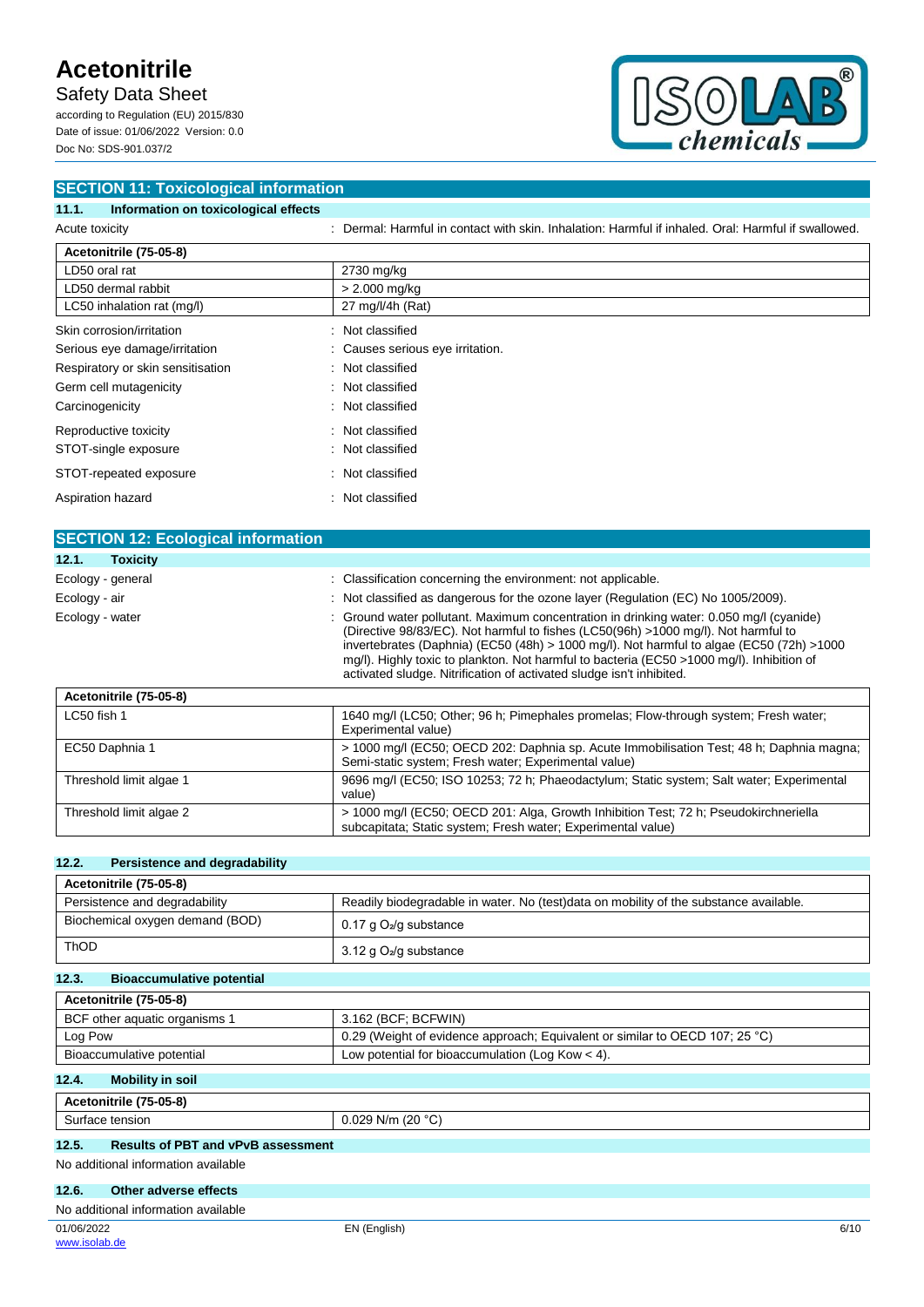## SECTION 11: Toxicological information

### 11.1. Information on toxicological effects

Acute toxicity : Dermal: Harmful in contact with skin. Inhalation: Harmful if inhaled. Oral: Harmful if swallowed.

| Acetonitrile (75-05-8) | |
|---|---|
| LD50 oral rat | 2730 mg/kg |
| LD50 dermal rabbit | > 2.000 mg/kg |
| LC50 inhalation rat (mg/l) | 27 mg/l/4h (Rat) |

Skin corrosion/irritation : Not classified

Serious eye damage/irritation : Causes serious eye irritation.

Respiratory or skin sensitisation : Not classified

Germ cell mutagenicity : Not classified

Carcinogenicity : Not classified

Reproductive toxicity : Not classified

STOT-single exposure : Not classified

STOT-repeated exposure : Not classified

Aspiration hazard : Not classified

## SECTION 12: Ecological information

### 12.1. Toxicity

Ecology - general : Classification concerning the environment: not applicable.

Ecology - air : Not classified as dangerous for the ozone layer (Regulation (EC) No 1005/2009).

Ecology - water : Ground water pollutant. Maximum concentration in drinking water: 0.050 mg/l (cyanide) (Directive 98/83/EC). Not harmful to fishes (LC50(96h) >1000 mg/l). Not harmful to invertebrates (Daphnia) (EC50 (48h) > 1000 mg/l). Not harmful to algae (EC50 (72h) >1000 mg/l). Highly toxic to plankton. Not harmful to bacteria (EC50 >1000 mg/l). Inhibition of activated sludge. Nitrification of activated sludge isn't inhibited.

| Acetonitrile (75-05-8) | |
|---|---|
| LC50 fish 1 | 1640 mg/l (LC50; Other; 96 h; Pimephales promelas; Flow-through system; Fresh water; Experimental value) |
| EC50 Daphnia 1 | > 1000 mg/l (EC50; OECD 202: Daphnia sp. Acute Immobilisation Test; 48 h; Daphnia magna; Semi-static system; Fresh water; Experimental value) |
| Threshold limit algae 1 | 9696 mg/l (EC50; ISO 10253; 72 h; Phaeodactylum; Static system; Salt water; Experimental value) |
| Threshold limit algae 2 | > 1000 mg/l (EC50; OECD 201: Alga, Growth Inhibition Test; 72 h; Pseudokirchneriella subcapitata; Static system; Fresh water; Experimental value) |

### 12.2. Persistence and degradability

| Acetonitrile (75-05-8) | |
|---|---|
| Persistence and degradability | Readily biodegradable in water. No (test)data on mobility of the substance available. |
| Biochemical oxygen demand (BOD) | 0.17 g $O_2$/g substance |
| ThOD | 3.12 g $O_2$/g substance |

### 12.3. Bioaccumulative potential

| Acetonitrile (75-05-8) | |
|---|---|
| BCF other aquatic organisms 1 | 3.162 (BCF; BCFWIN) |
| Log Pow | 0.29 (Weight of evidence approach; Equivalent or similar to OECD 107; 25 °C) |
| Bioaccumulative potential | Low potential for bioaccumulation (Log Kow < 4). |

### 12.4. Mobility in soil

| Acetonitrile (75-05-8) | |
|---|---|
| Surface tension | 0.029 N/m (20 °C) |

### 12.5. Results of PBT and vPvB assessment

No additional information available

### 12.6. Other adverse effects

No additional information available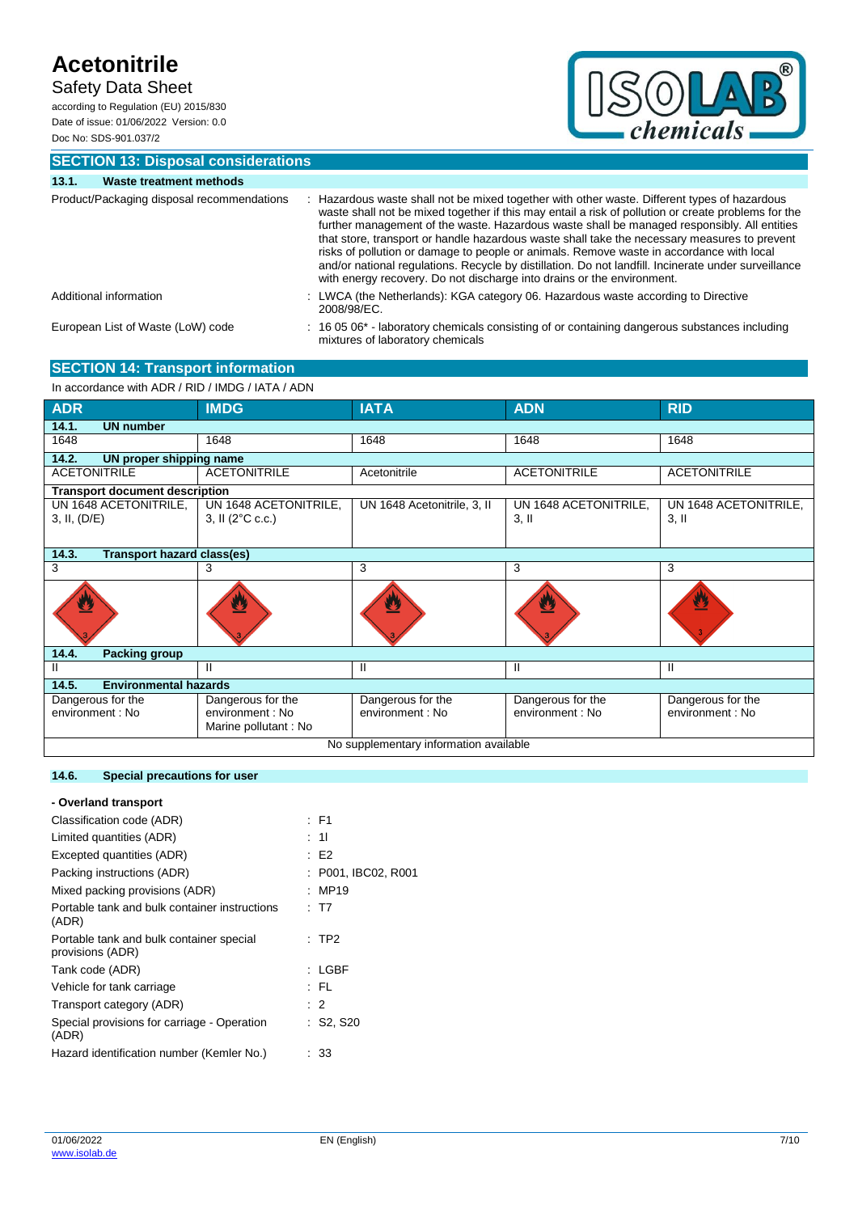## SECTION 13: Disposal considerations

### 13.1. Waste treatment methods

| | |
|---|---|
| Product/Packaging disposal recommendations | : Hazardous waste shall not be mixed together with other waste. Different types of hazardous waste shall not be mixed together if this may entail a risk of pollution or create problems for the further management of the waste. Hazardous waste shall be managed responsibly. All entities that store, transport or handle hazardous waste shall take the necessary measures to prevent risks of pollution or damage to people or animals. Remove waste in accordance with local and/or national regulations. Recycle by distillation. Do not landfill. Incinerate under surveillance with energy recovery. Do not discharge into drains or the environment. |
| Additional information | : LWCA (the Netherlands): KGA category 06. Hazardous waste according to Directive 2008/98/EC. |
| European List of Waste (LoW) code | : 16 05 06* - laboratory chemicals consisting of or containing dangerous substances including mixtures of laboratory chemicals |

## SECTION 14: Transport information

In accordance with ADR / RID / IMDG / IATA / ADN

| ADR | IMDG | IATA | ADN | RID |
|---|---|---|---|---|
| **14.1. UN number** | | | | |
| 1648 | 1648 | 1648 | 1648 | 1648 |
| **14.2. UN proper shipping name** | | | | |
| ACETONITRILE | ACETONITRILE | Acetonitrile | ACETONITRILE | ACETONITRILE |
| **Transport document description** | | | | |
| UN 1648 ACETONITRILE, 3, II, (D/E) | UN 1648 ACETONITRILE, 3, II (2°C c.c.) | UN 1648 Acetonitrile, 3, II | UN 1648 ACETONITRILE, 3, II | UN 1648 ACETONITRILE, 3, II |
| **14.3. Transport hazard class(es)** | | | | |
| 3 | 3 | 3 | 3 | 3 |
| **14.4. Packing group** | | | | |
| II | II | II | II | II |
| **14.5. Environmental hazards** | | | | |
| Dangerous for the environment : No | Dangerous for the environment : No<br>Marine pollutant : No | Dangerous for the environment : No | Dangerous for the environment : No | Dangerous for the environment : No |
| No supplementary information available | | | | |

### 14.6. Special precautions for user

**- Overland transport**

| | |
|---|---|
| Classification code (ADR) | : F1 |
| Limited quantities (ADR) | : 1l |
| Excepted quantities (ADR) | : E2 |
| Packing instructions (ADR) | : P001, IBC02, R001 |
| Mixed packing provisions (ADR) | : MP19 |
| Portable tank and bulk container instructions (ADR) | : T7 |
| Portable tank and bulk container special provisions (ADR) | : TP2 |
| Tank code (ADR) | : LGBF |
| Vehicle for tank carriage | : FL |
| Transport category (ADR) | : 2 |
| Special provisions for carriage - Operation (ADR) | : S2, S20 |
| Hazard identification number (Kemler No.) | : 33 |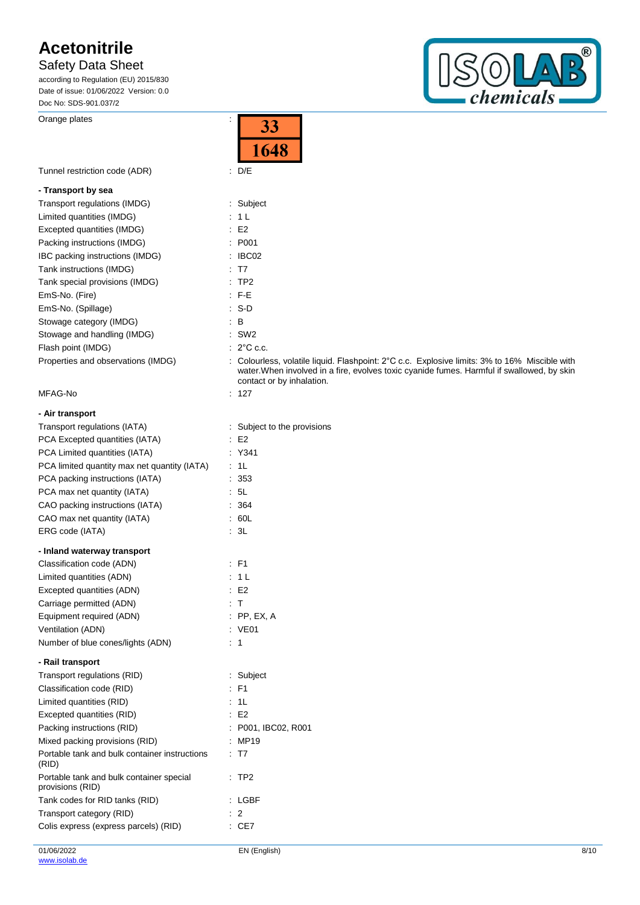| | |
|---|---|
| Orange plates | : 33 / 1648 |
| Tunnel restriction code (ADR) | : D/E |

**- Transport by sea**

| | |
|---|---|
| Transport regulations (IMDG) | : Subject |
| Limited quantities (IMDG) | : 1 L |
| Excepted quantities (IMDG) | : E2 |
| Packing instructions (IMDG) | : P001 |
| IBC packing instructions (IMDG) | : IBC02 |
| Tank instructions (IMDG) | : T7 |
| Tank special provisions (IMDG) | : TP2 |
| EmS-No. (Fire) | : F-E |
| EmS-No. (Spillage) | : S-D |
| Stowage category (IMDG) | : B |
| Stowage and handling (IMDG) | : SW2 |
| Flash point (IMDG) | : 2°C c.c. |
| Properties and observations (IMDG) | : Colourless, volatile liquid. Flashpoint: 2°C c.c. Explosive limits: 3% to 16% Miscible with water.When involved in a fire, evolves toxic cyanide fumes. Harmful if swallowed, by skin contact or by inhalation. |
| MFAG-No | : 127 |

**- Air transport**

| | |
|---|---|
| Transport regulations (IATA) | : Subject to the provisions |
| PCA Excepted quantities (IATA) | : E2 |
| PCA Limited quantities (IATA) | : Y341 |
| PCA limited quantity max net quantity (IATA) | : 1L |
| PCA packing instructions (IATA) | : 353 |
| PCA max net quantity (IATA) | : 5L |
| CAO packing instructions (IATA) | : 364 |
| CAO max net quantity (IATA) | : 60L |
| ERG code (IATA) | : 3L |

**- Inland waterway transport**

| | |
|---|---|
| Classification code (ADN) | : F1 |
| Limited quantities (ADN) | : 1 L |
| Excepted quantities (ADN) | : E2 |
| Carriage permitted (ADN) | : T |
| Equipment required (ADN) | : PP, EX, A |
| Ventilation (ADN) | : VE01 |
| Number of blue cones/lights (ADN) | : 1 |

**- Rail transport**

| | |
|---|---|
| Transport regulations (RID) | : Subject |
| Classification code (RID) | : F1 |
| Limited quantities (RID) | : 1L |
| Excepted quantities (RID) | : E2 |
| Packing instructions (RID) | : P001, IBC02, R001 |
| Mixed packing provisions (RID) | : MP19 |
| Portable tank and bulk container instructions (RID) | : T7 |
| Portable tank and bulk container special provisions (RID) | : TP2 |
| Tank codes for RID tanks (RID) | : LGBF |
| Transport category (RID) | : 2 |
| Colis express (express parcels) (RID) | : CE7 |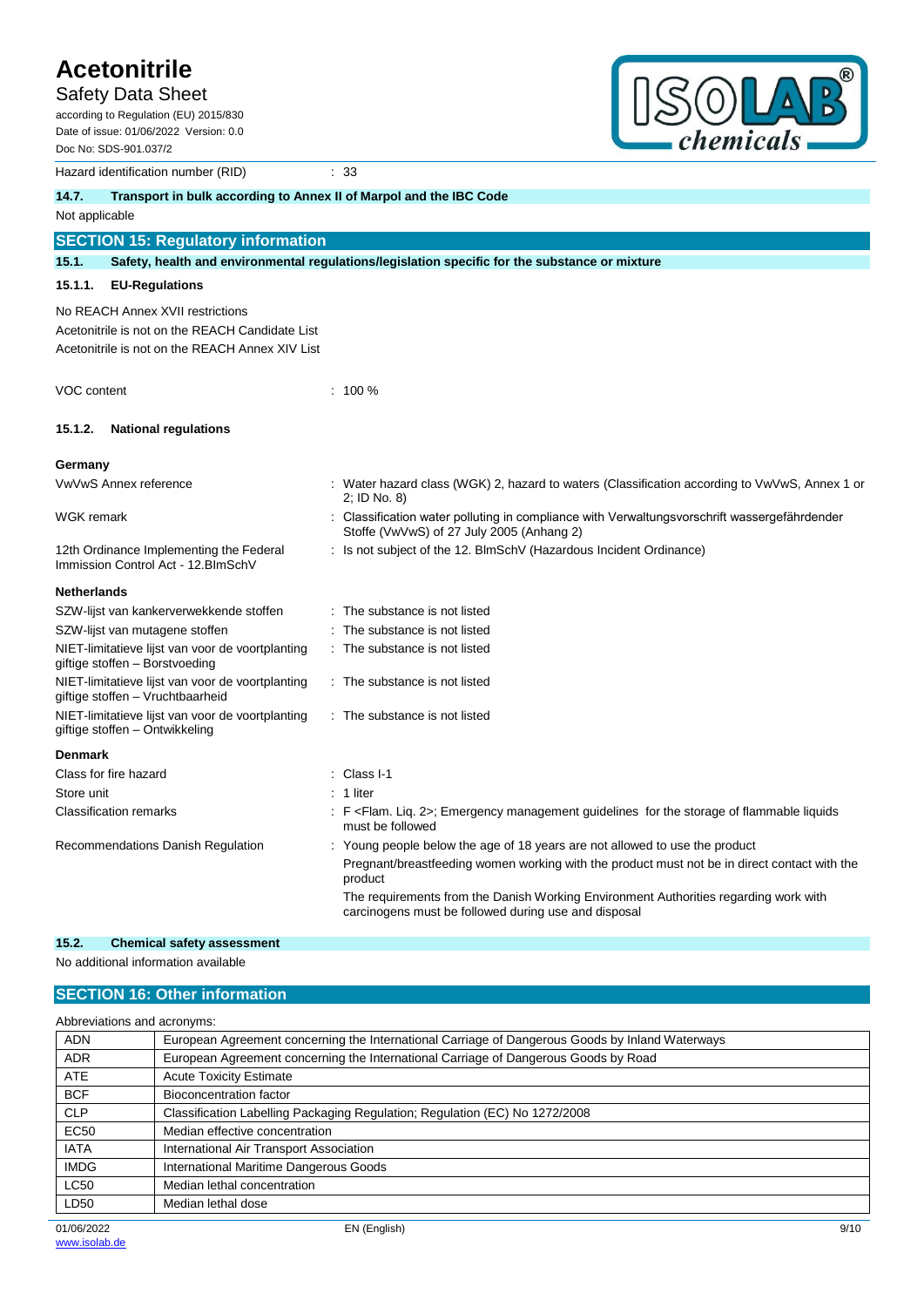| | |
|---|---|
| Hazard identification number (RID) | : 33 |

### 14.7. Transport in bulk according to Annex II of Marpol and the IBC Code

Not applicable

## SECTION 15: Regulatory information

### 15.1. Safety, health and environmental regulations/legislation specific for the substance or mixture

#### 15.1.1. EU-Regulations

No REACH Annex XVII restrictions

Acetonitrile is not on the REACH Candidate List

Acetonitrile is not on the REACH Annex XIV List

| | |
|---|---|
| VOC content | : 100 % |

#### 15.1.2. National regulations

**Germany**

| | |
|---|---|
| VwVwS Annex reference | : Water hazard class (WGK) 2, hazard to waters (Classification according to VwVwS, Annex 1 or 2; ID No. 8) |
| WGK remark | : Classification water polluting in compliance with Verwaltungsvorschrift wassergefährdender Stoffe (VwVwS) of 27 July 2005 (Anhang 2) |
| 12th Ordinance Implementing the Federal Immission Control Act - 12.BImSchV | : Is not subject of the 12. BlmSchV (Hazardous Incident Ordinance) |

**Netherlands**

| | |
|---|---|
| SZW-lijst van kankerverwekkende stoffen | : The substance is not listed |
| SZW-lijst van mutagene stoffen | : The substance is not listed |
| NIET-limitatieve lijst van voor de voortplanting giftige stoffen – Borstvoeding | : The substance is not listed |
| NIET-limitatieve lijst van voor de voortplanting giftige stoffen – Vruchtbaarheid | : The substance is not listed |
| NIET-limitatieve lijst van voor de voortplanting giftige stoffen – Ontwikkeling | : The substance is not listed |

**Denmark**

| | |
|---|---|
| Class for fire hazard | : Class I-1 |
| Store unit | : 1 liter |
| Classification remarks | : F <Flam. Liq. 2>; Emergency management guidelines for the storage of flammable liquids must be followed |
| Recommendations Danish Regulation | : Young people below the age of 18 years are not allowed to use the product<br>Pregnant/breastfeeding women working with the product must not be in direct contact with the product<br>The requirements from the Danish Working Environment Authorities regarding work with carcinogens must be followed during use and disposal |

### 15.2. Chemical safety assessment

No additional information available

## SECTION 16: Other information

Abbreviations and acronyms:

| | |
|---|---|
| ADN | European Agreement concerning the International Carriage of Dangerous Goods by Inland Waterways |
| ADR | European Agreement concerning the International Carriage of Dangerous Goods by Road |
| ATE | Acute Toxicity Estimate |
| BCF | Bioconcentration factor |
| CLP | Classification Labelling Packaging Regulation; Regulation (EC) No 1272/2008 |
| EC50 | Median effective concentration |
| IATA | International Air Transport Association |
| IMDG | International Maritime Dangerous Goods |
| LC50 | Median lethal concentration |
| LD50 | Median lethal dose |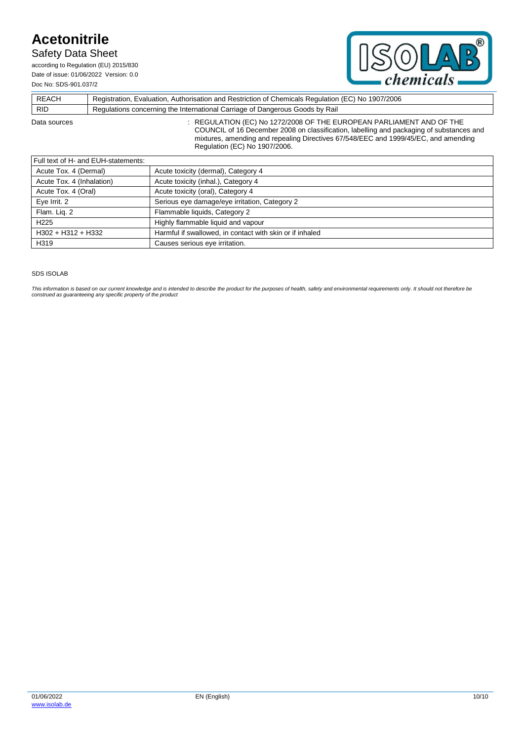| | |
|---|---|
| REACH | Registration, Evaluation, Authorisation and Restriction of Chemicals Regulation (EC) No 1907/2006 |
| RID | Regulations concerning the International Carriage of Dangerous Goods by Rail |

Data sources : REGULATION (EC) No 1272/2008 OF THE EUROPEAN PARLIAMENT AND OF THE COUNCIL of 16 December 2008 on classification, labelling and packaging of substances and mixtures, amending and repealing Directives 67/548/EEC and 1999/45/EC, and amending Regulation (EC) No 1907/2006.

| Full text of H- and EUH-statements: | |
|---|---|
| Acute Tox. 4 (Dermal) | Acute toxicity (dermal), Category 4 |
| Acute Tox. 4 (Inhalation) | Acute toxicity (inhal.), Category 4 |
| Acute Tox. 4 (Oral) | Acute toxicity (oral), Category 4 |
| Eye Irrit. 2 | Serious eye damage/eye irritation, Category 2 |
| Flam. Liq. 2 | Flammable liquids, Category 2 |
| H225 | Highly flammable liquid and vapour |
| H302 + H312 + H332 | Harmful if swallowed, in contact with skin or if inhaled |
| H319 | Causes serious eye irritation. |

SDS ISOLAB

*This information is based on our current knowledge and is intended to describe the product for the purposes of health, safety and environmental requirements only. It should not therefore be construed as guaranteeing any specific property of the product*